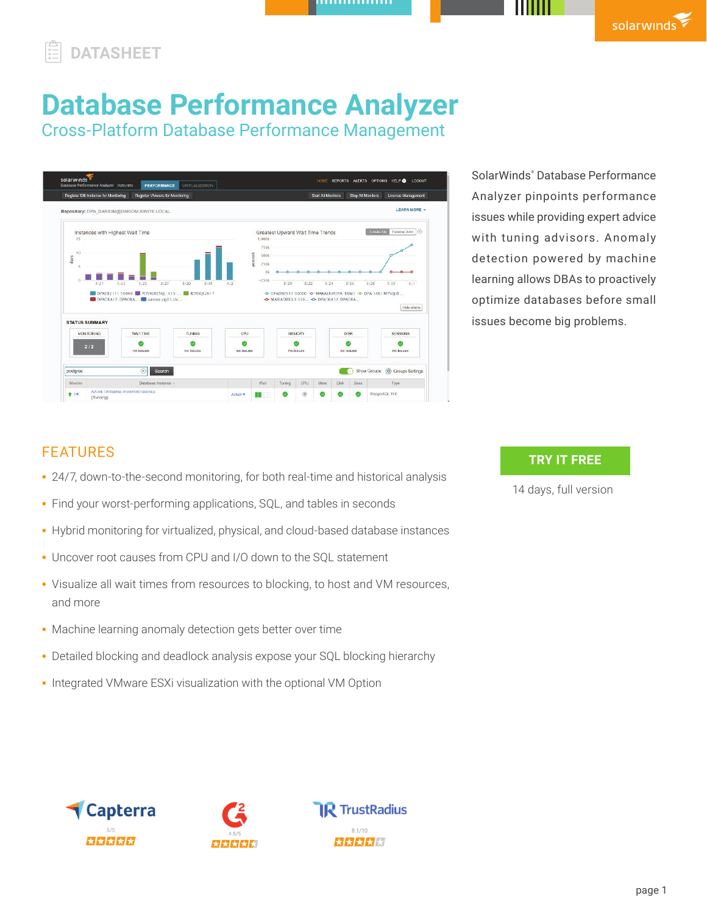DATASHEET

# Database Performance Analyzer

## Cross-Platform Database Performance Management

SolarWinds® Database Performance Analyzer pinpoints performance issues while providing expert advice with tuning advisors. Anomaly detection powered by machine learning allows DBAs to proactively optimize databases before small issues become big problems.

## FEATURES

- 24/7, down-to-the-second monitoring, for both real-time and historical analysis
- Find your worst-performing applications, SQL, and tables in seconds
- Hybrid monitoring for virtualized, physical, and cloud-based database instances
- Uncover root causes from CPU and I/O down to the SQL statement
- Visualize all wait times from resources to blocking, to host and VM resources, and more
- Machine learning anomaly detection gets better over time
- Detailed blocking and deadlock analysis expose your SQL blocking hierarchy
- Integrated VMware ESXi visualization with the optional VM Option

**TRY IT FREE**

14 days, full version

Capterra 5/5

G2 4.5/5

TrustRadius 8.1/10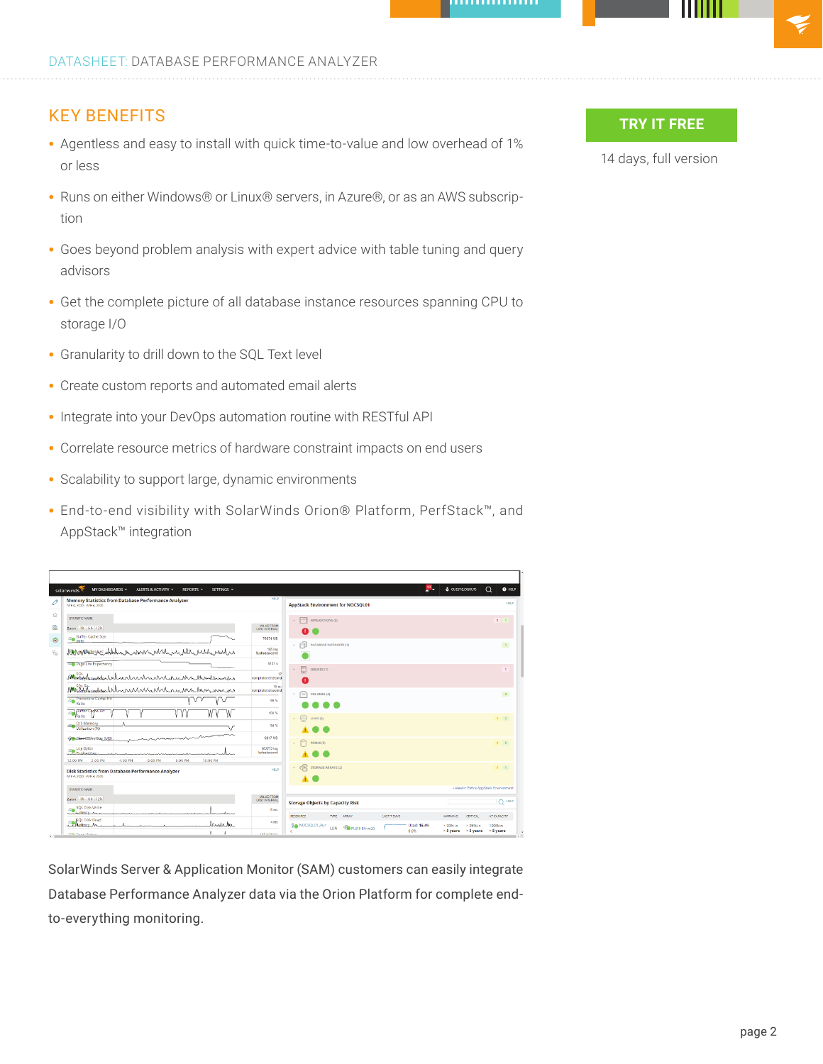## KEY BENEFITS

- Agentless and easy to install with quick time-to-value and low overhead of 1% or less
- Runs on either Windows® or Linux® servers, in Azure®, or as an AWS subscription
- Goes beyond problem analysis with expert advice with table tuning and query advisors
- Get the complete picture of all database instance resources spanning CPU to storage I/O
- Granularity to drill down to the SQL Text level
- Create custom reports and automated email alerts
- Integrate into your DevOps automation routine with RESTful API
- Correlate resource metrics of hardware constraint impacts on end users
- Scalability to support large, dynamic environments
- End-to-end visibility with SolarWinds Orion® Platform, PerfStack™, and AppStack™ integration

**TRY IT FREE**

14 days, full version

SolarWinds Server & Application Monitor (SAM) customers can easily integrate Database Performance Analyzer data via the Orion Platform for complete end-to-everything monitoring.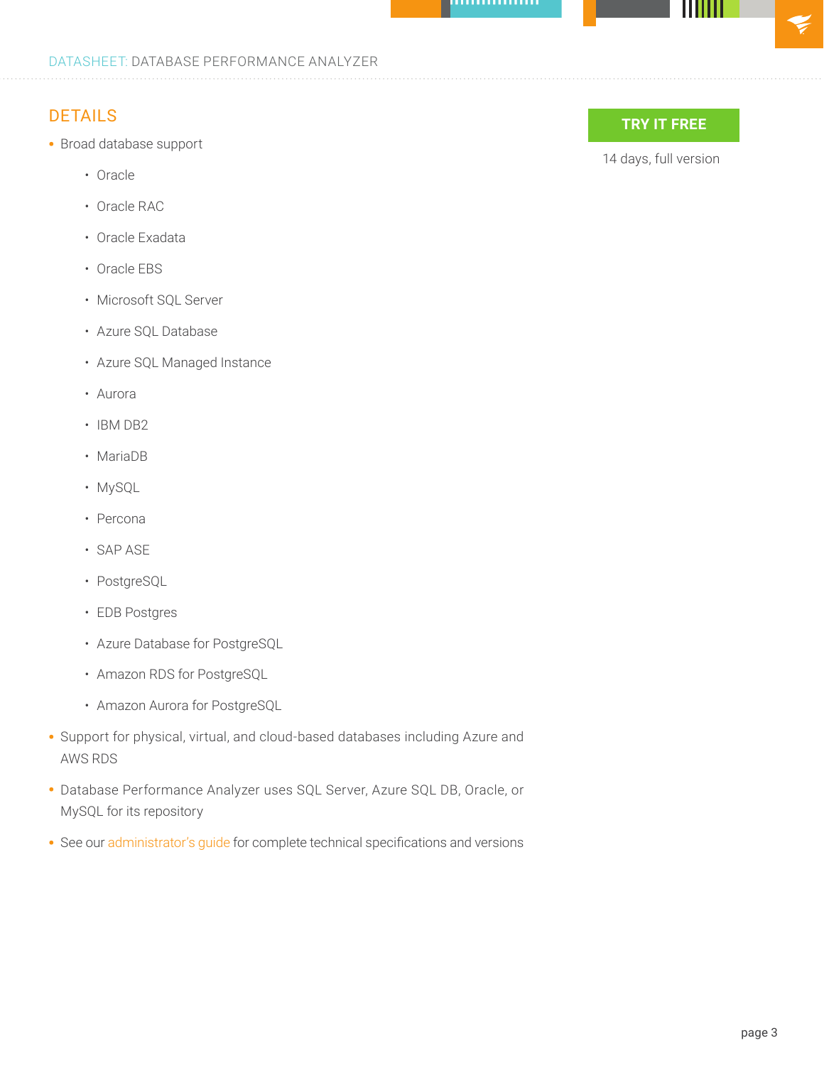## DETAILS

- Broad database support
  - Oracle
  - Oracle RAC
  - Oracle Exadata
  - Oracle EBS
  - Microsoft SQL Server
  - Azure SQL Database
  - Azure SQL Managed Instance
  - Aurora
  - IBM DB2
  - MariaDB
  - MySQL
  - Percona
  - SAP ASE
  - PostgreSQL
  - EDB Postgres
  - Azure Database for PostgreSQL
  - Amazon RDS for PostgreSQL
  - Amazon Aurora for PostgreSQL
- Support for physical, virtual, and cloud-based databases including Azure and AWS RDS
- Database Performance Analyzer uses SQL Server, Azure SQL DB, Oracle, or MySQL for its repository
- See our administrator's guide for complete technical specifications and versions

**TRY IT FREE**

14 days, full version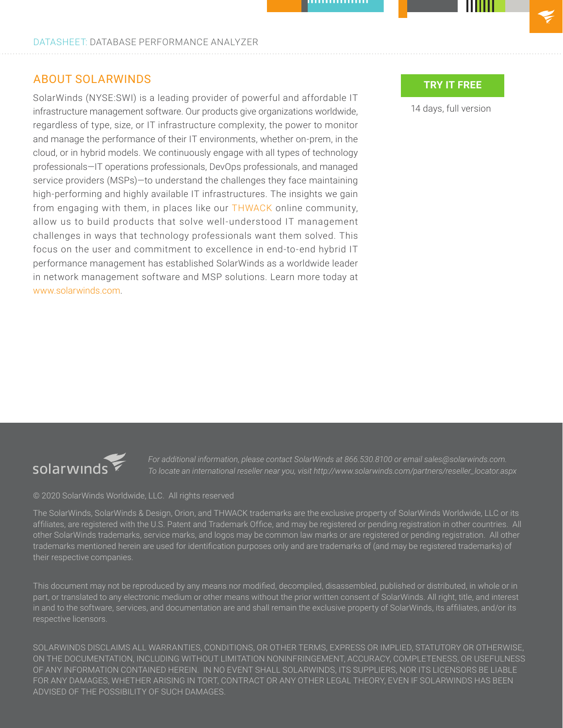## ABOUT SOLARWINDS

SolarWinds (NYSE:SWI) is a leading provider of powerful and affordable IT infrastructure management software. Our products give organizations worldwide, regardless of type, size, or IT infrastructure complexity, the power to monitor and manage the performance of their IT environments, whether on-prem, in the cloud, or in hybrid models. We continuously engage with all types of technology professionals—IT operations professionals, DevOps professionals, and managed service providers (MSPs)—to understand the challenges they face maintaining high-performing and highly available IT infrastructures. The insights we gain from engaging with them, in places like our THWACK online community, allow us to build products that solve well-understood IT management challenges in ways that technology professionals want them solved. This focus on the user and commitment to excellence in end-to-end hybrid IT performance management has established SolarWinds as a worldwide leader in network management software and MSP solutions. Learn more today at www.solarwinds.com.

**TRY IT FREE**

14 days, full version

*For additional information, please contact SolarWinds at 866.530.8100 or email sales@solarwinds.com. To locate an international reseller near you, visit http://www.solarwinds.com/partners/reseller_locator.aspx*

© 2020 SolarWinds Worldwide, LLC. All rights reserved

The SolarWinds, SolarWinds & Design, Orion, and THWACK trademarks are the exclusive property of SolarWinds Worldwide, LLC or its affiliates, are registered with the U.S. Patent and Trademark Office, and may be registered or pending registration in other countries. All other SolarWinds trademarks, service marks, and logos may be common law marks or are registered or pending registration. All other trademarks mentioned herein are used for identification purposes only and are trademarks of (and may be registered trademarks) of their respective companies.

This document may not be reproduced by any means nor modified, decompiled, disassembled, published or distributed, in whole or in part, or translated to any electronic medium or other means without the prior written consent of SolarWinds. All right, title, and interest in and to the software, services, and documentation are and shall remain the exclusive property of SolarWinds, its affiliates, and/or its respective licensors.

SOLARWINDS DISCLAIMS ALL WARRANTIES, CONDITIONS, OR OTHER TERMS, EXPRESS OR IMPLIED, STATUTORY OR OTHERWISE, ON THE DOCUMENTATION, INCLUDING WITHOUT LIMITATION NONINFRINGEMENT, ACCURACY, COMPLETENESS, OR USEFULNESS OF ANY INFORMATION CONTAINED HEREIN. IN NO EVENT SHALL SOLARWINDS, ITS SUPPLIERS, NOR ITS LICENSORS BE LIABLE FOR ANY DAMAGES, WHETHER ARISING IN TORT, CONTRACT OR ANY OTHER LEGAL THEORY, EVEN IF SOLARWINDS HAS BEEN ADVISED OF THE POSSIBILITY OF SUCH DAMAGES.